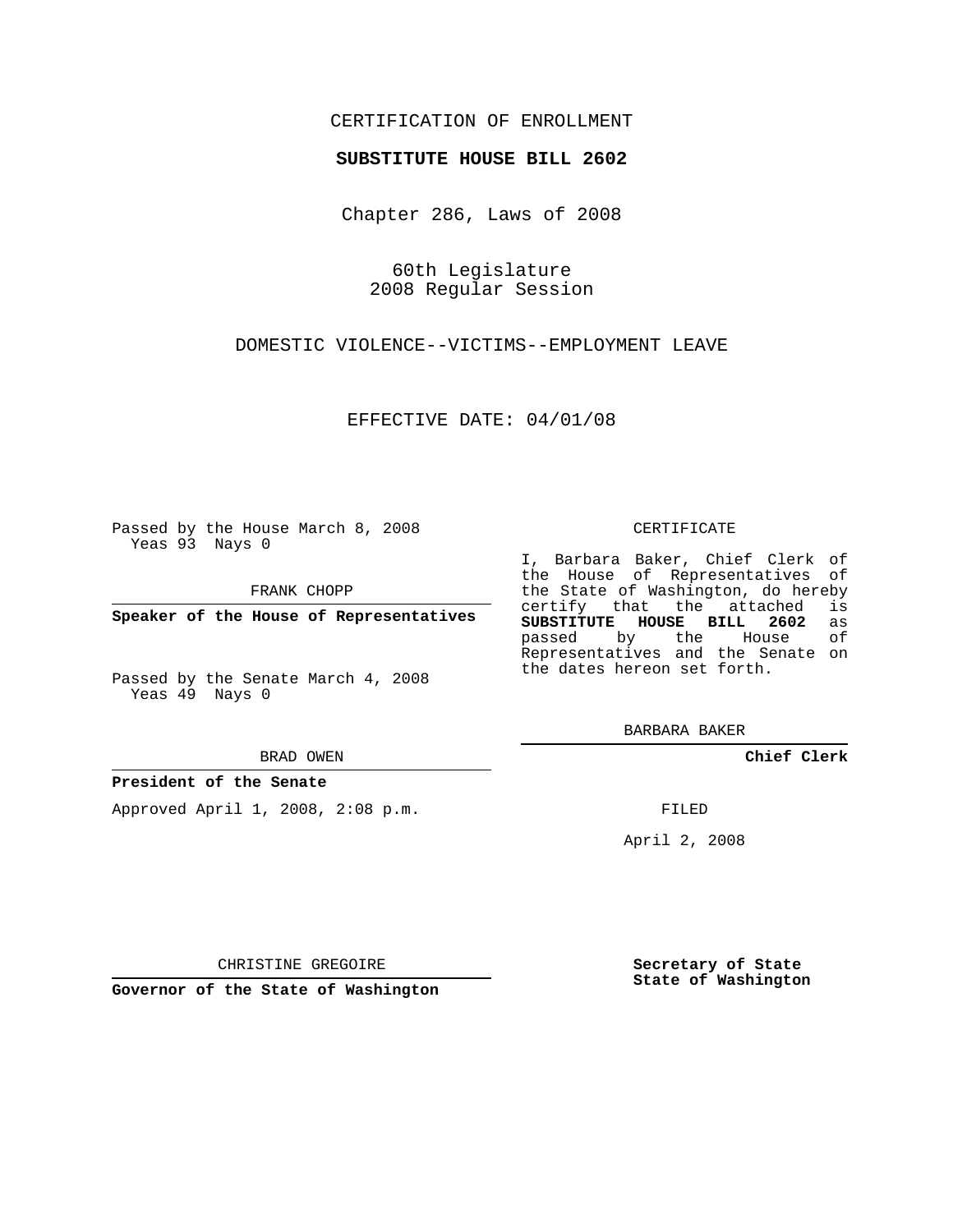CERTIFICATION OF ENROLLMENT

**SUBSTITUTE HOUSE BILL 2602**

Chapter 286, Laws of 2008

60th Legislature
2008 Regular Session

DOMESTIC VIOLENCE--VICTIMS--EMPLOYMENT LEAVE

EFFECTIVE DATE: 04/01/08

Passed by the House March 8, 2008
Yeas 93 Nays 0

FRANK CHOPP

**Speaker of the House of Representatives**

Passed by the Senate March 4, 2008
Yeas 49 Nays 0

BRAD OWEN

**President of the Senate**

Approved April 1, 2008, 2:08 p.m.

CHRISTINE GREGOIRE

**Governor of the State of Washington**

CERTIFICATE

I, Barbara Baker, Chief Clerk of the House of Representatives of the State of Washington, do hereby certify that the attached is **SUBSTITUTE HOUSE BILL 2602** as passed by the House of Representatives and the Senate on the dates hereon set forth.

BARBARA BAKER

**Chief Clerk**

FILED

April 2, 2008

**Secretary of State**
**State of Washington**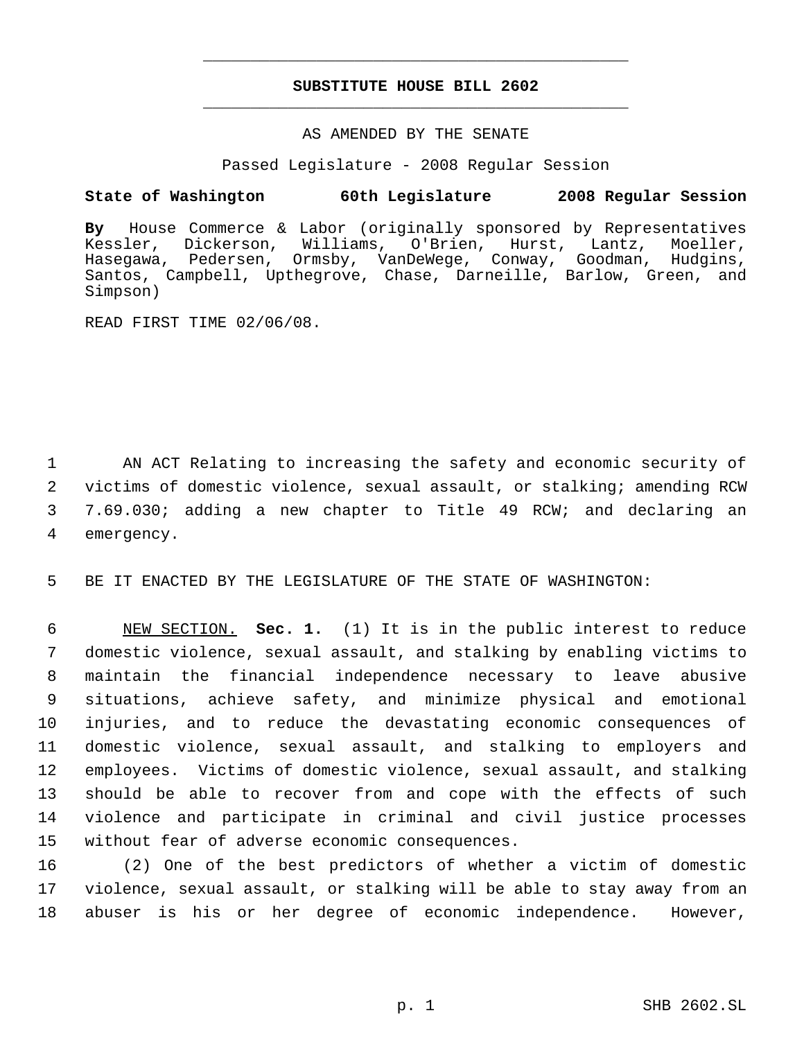**SUBSTITUTE HOUSE BILL 2602**

AS AMENDED BY THE SENATE

Passed Legislature - 2008 Regular Session

**State of Washington 60th Legislature 2008 Regular Session**

**By** House Commerce & Labor (originally sponsored by Representatives Kessler, Dickerson, Williams, O'Brien, Hurst, Lantz, Moeller, Hasegawa, Pedersen, Ormsby, VanDeWege, Conway, Goodman, Hudgins, Santos, Campbell, Upthegrove, Chase, Darneille, Barlow, Green, and Simpson)

READ FIRST TIME 02/06/08.

AN ACT Relating to increasing the safety and economic security of victims of domestic violence, sexual assault, or stalking; amending RCW 7.69.030; adding a new chapter to Title 49 RCW; and declaring an emergency.

BE IT ENACTED BY THE LEGISLATURE OF THE STATE OF WASHINGTON:

NEW SECTION. **Sec. 1.** (1) It is in the public interest to reduce domestic violence, sexual assault, and stalking by enabling victims to maintain the financial independence necessary to leave abusive situations, achieve safety, and minimize physical and emotional injuries, and to reduce the devastating economic consequences of domestic violence, sexual assault, and stalking to employers and employees. Victims of domestic violence, sexual assault, and stalking should be able to recover from and cope with the effects of such violence and participate in criminal and civil justice processes without fear of adverse economic consequences.

(2) One of the best predictors of whether a victim of domestic violence, sexual assault, or stalking will be able to stay away from an abuser is his or her degree of economic independence. However,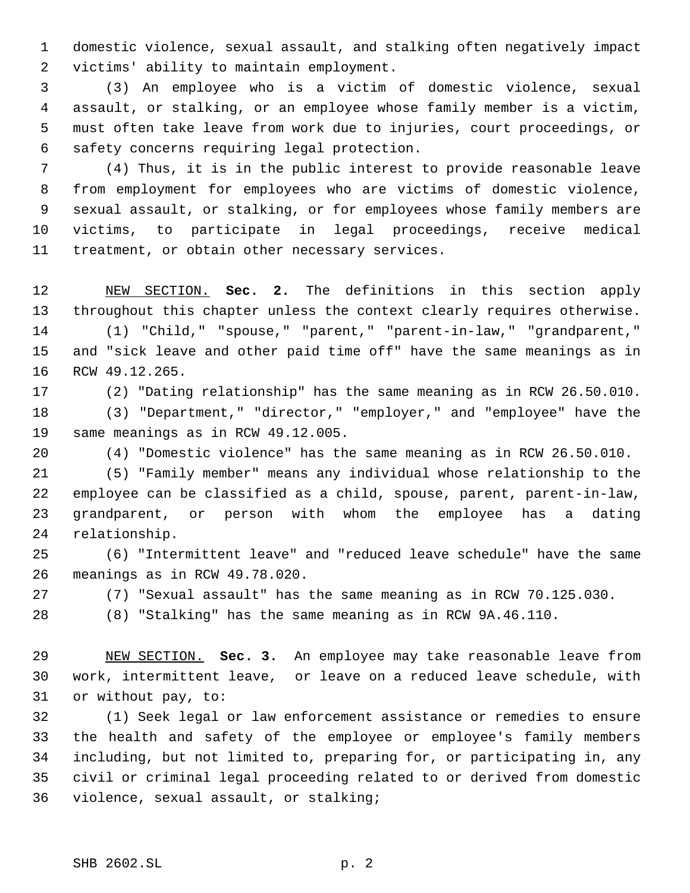domestic violence, sexual assault, and stalking often negatively impact victims' ability to maintain employment.

(3) An employee who is a victim of domestic violence, sexual assault, or stalking, or an employee whose family member is a victim, must often take leave from work due to injuries, court proceedings, or safety concerns requiring legal protection.

(4) Thus, it is in the public interest to provide reasonable leave from employment for employees who are victims of domestic violence, sexual assault, or stalking, or for employees whose family members are victims, to participate in legal proceedings, receive medical treatment, or obtain other necessary services.

NEW SECTION. **Sec. 2.** The definitions in this section apply throughout this chapter unless the context clearly requires otherwise.

(1) "Child," "spouse," "parent," "parent-in-law," "grandparent," and "sick leave and other paid time off" have the same meanings as in RCW 49.12.265.

(2) "Dating relationship" has the same meaning as in RCW 26.50.010.

(3) "Department," "director," "employer," and "employee" have the same meanings as in RCW 49.12.005.

(4) "Domestic violence" has the same meaning as in RCW 26.50.010.

(5) "Family member" means any individual whose relationship to the employee can be classified as a child, spouse, parent, parent-in-law, grandparent, or person with whom the employee has a dating relationship.

(6) "Intermittent leave" and "reduced leave schedule" have the same meanings as in RCW 49.78.020.

(7) "Sexual assault" has the same meaning as in RCW 70.125.030.

(8) "Stalking" has the same meaning as in RCW 9A.46.110.

NEW SECTION. **Sec. 3.** An employee may take reasonable leave from work, intermittent leave, or leave on a reduced leave schedule, with or without pay, to:

(1) Seek legal or law enforcement assistance or remedies to ensure the health and safety of the employee or employee's family members including, but not limited to, preparing for, or participating in, any civil or criminal legal proceeding related to or derived from domestic violence, sexual assault, or stalking;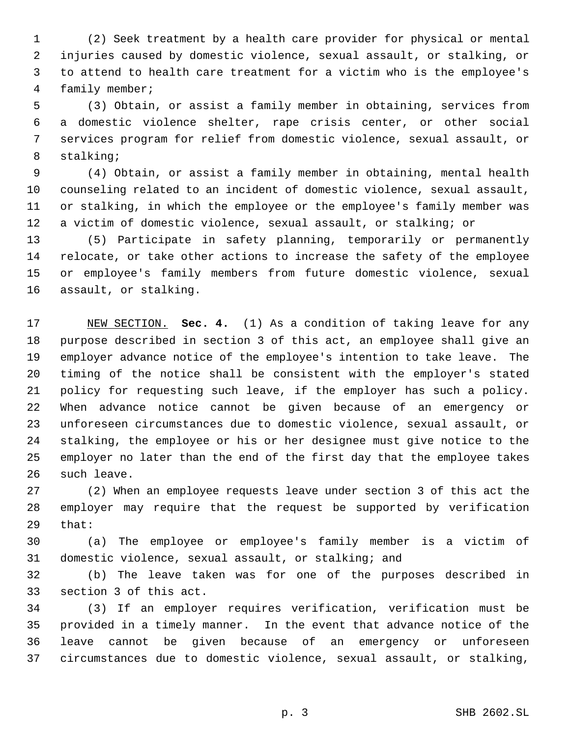(2) Seek treatment by a health care provider for physical or mental injuries caused by domestic violence, sexual assault, or stalking, or to attend to health care treatment for a victim who is the employee's family member;

(3) Obtain, or assist a family member in obtaining, services from a domestic violence shelter, rape crisis center, or other social services program for relief from domestic violence, sexual assault, or stalking;

(4) Obtain, or assist a family member in obtaining, mental health counseling related to an incident of domestic violence, sexual assault, or stalking, in which the employee or the employee's family member was a victim of domestic violence, sexual assault, or stalking; or

(5) Participate in safety planning, temporarily or permanently relocate, or take other actions to increase the safety of the employee or employee's family members from future domestic violence, sexual assault, or stalking.

NEW SECTION. **Sec. 4.** (1) As a condition of taking leave for any purpose described in section 3 of this act, an employee shall give an employer advance notice of the employee's intention to take leave. The timing of the notice shall be consistent with the employer's stated policy for requesting such leave, if the employer has such a policy. When advance notice cannot be given because of an emergency or unforeseen circumstances due to domestic violence, sexual assault, or stalking, the employee or his or her designee must give notice to the employer no later than the end of the first day that the employee takes such leave.

(2) When an employee requests leave under section 3 of this act the employer may require that the request be supported by verification that:

(a) The employee or employee's family member is a victim of domestic violence, sexual assault, or stalking; and

(b) The leave taken was for one of the purposes described in section 3 of this act.

(3) If an employer requires verification, verification must be provided in a timely manner. In the event that advance notice of the leave cannot be given because of an emergency or unforeseen circumstances due to domestic violence, sexual assault, or stalking,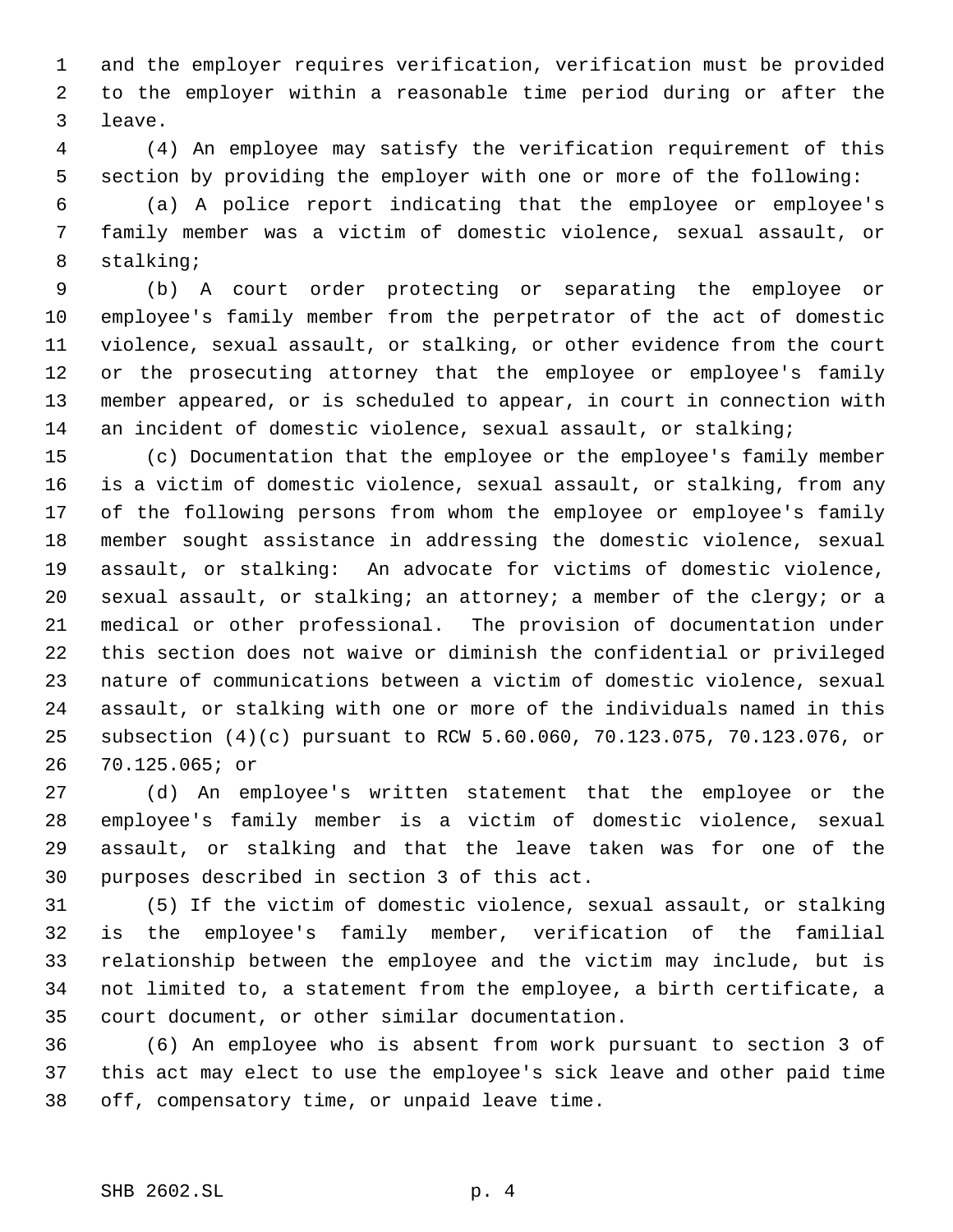and the employer requires verification, verification must be provided to the employer within a reasonable time period during or after the leave.

(4) An employee may satisfy the verification requirement of this section by providing the employer with one or more of the following:

(a) A police report indicating that the employee or employee's family member was a victim of domestic violence, sexual assault, or stalking;

(b) A court order protecting or separating the employee or employee's family member from the perpetrator of the act of domestic violence, sexual assault, or stalking, or other evidence from the court or the prosecuting attorney that the employee or employee's family member appeared, or is scheduled to appear, in court in connection with an incident of domestic violence, sexual assault, or stalking;

(c) Documentation that the employee or the employee's family member is a victim of domestic violence, sexual assault, or stalking, from any of the following persons from whom the employee or employee's family member sought assistance in addressing the domestic violence, sexual assault, or stalking: An advocate for victims of domestic violence, sexual assault, or stalking; an attorney; a member of the clergy; or a medical or other professional. The provision of documentation under this section does not waive or diminish the confidential or privileged nature of communications between a victim of domestic violence, sexual assault, or stalking with one or more of the individuals named in this subsection (4)(c) pursuant to RCW 5.60.060, 70.123.075, 70.123.076, or 70.125.065; or

(d) An employee's written statement that the employee or the employee's family member is a victim of domestic violence, sexual assault, or stalking and that the leave taken was for one of the purposes described in section 3 of this act.

(5) If the victim of domestic violence, sexual assault, or stalking is the employee's family member, verification of the familial relationship between the employee and the victim may include, but is not limited to, a statement from the employee, a birth certificate, a court document, or other similar documentation.

(6) An employee who is absent from work pursuant to section 3 of this act may elect to use the employee's sick leave and other paid time off, compensatory time, or unpaid leave time.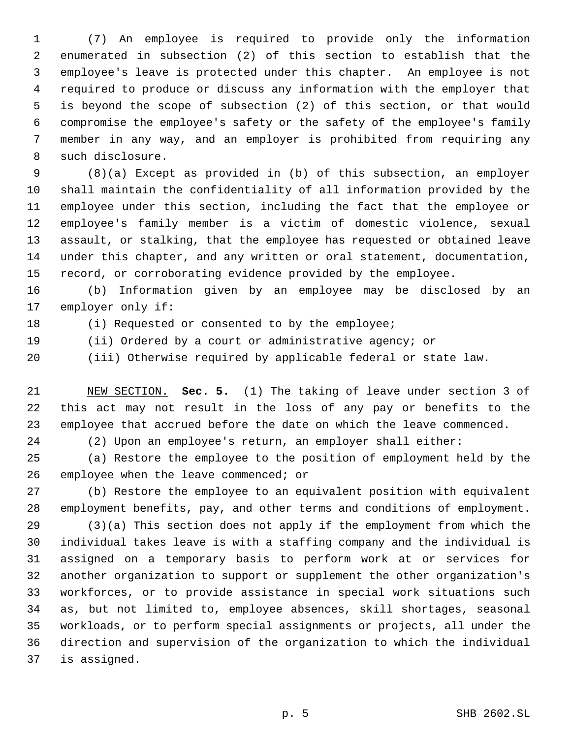(7) An employee is required to provide only the information enumerated in subsection (2) of this section to establish that the employee's leave is protected under this chapter. An employee is not required to produce or discuss any information with the employer that is beyond the scope of subsection (2) of this section, or that would compromise the employee's safety or the safety of the employee's family member in any way, and an employer is prohibited from requiring any such disclosure.

(8)(a) Except as provided in (b) of this subsection, an employer shall maintain the confidentiality of all information provided by the employee under this section, including the fact that the employee or employee's family member is a victim of domestic violence, sexual assault, or stalking, that the employee has requested or obtained leave under this chapter, and any written or oral statement, documentation, record, or corroborating evidence provided by the employee.

(b) Information given by an employee may be disclosed by an employer only if:

(i) Requested or consented to by the employee;

(ii) Ordered by a court or administrative agency; or

(iii) Otherwise required by applicable federal or state law.

NEW SECTION. **Sec. 5.** (1) The taking of leave under section 3 of this act may not result in the loss of any pay or benefits to the employee that accrued before the date on which the leave commenced.

(2) Upon an employee's return, an employer shall either:

(a) Restore the employee to the position of employment held by the employee when the leave commenced; or

(b) Restore the employee to an equivalent position with equivalent employment benefits, pay, and other terms and conditions of employment.

(3)(a) This section does not apply if the employment from which the individual takes leave is with a staffing company and the individual is assigned on a temporary basis to perform work at or services for another organization to support or supplement the other organization's workforces, or to provide assistance in special work situations such as, but not limited to, employee absences, skill shortages, seasonal workloads, or to perform special assignments or projects, all under the direction and supervision of the organization to which the individual is assigned.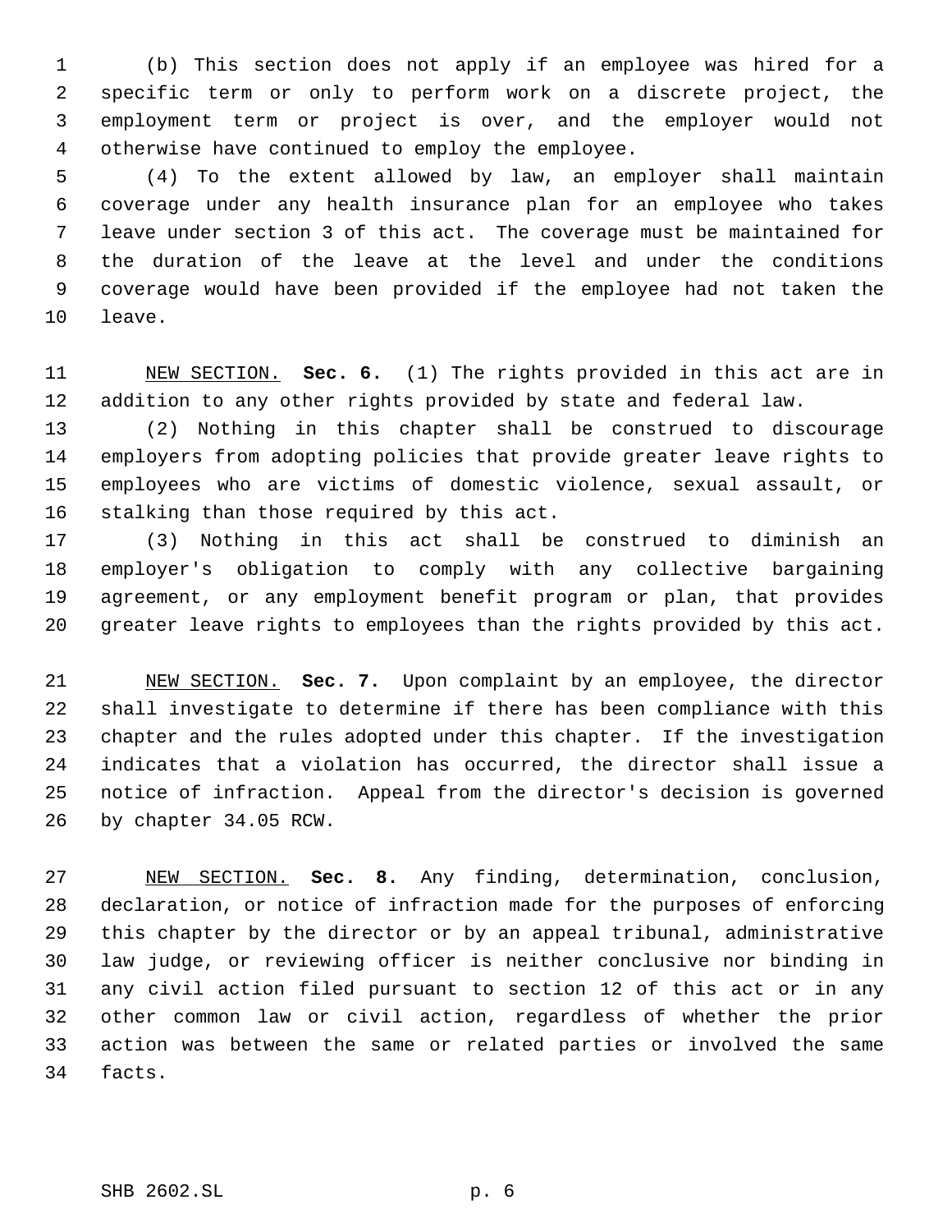(b) This section does not apply if an employee was hired for a specific term or only to perform work on a discrete project, the employment term or project is over, and the employer would not otherwise have continued to employ the employee.

(4) To the extent allowed by law, an employer shall maintain coverage under any health insurance plan for an employee who takes leave under section 3 of this act. The coverage must be maintained for the duration of the leave at the level and under the conditions coverage would have been provided if the employee had not taken the leave.

NEW SECTION. **Sec. 6.** (1) The rights provided in this act are in addition to any other rights provided by state and federal law.

(2) Nothing in this chapter shall be construed to discourage employers from adopting policies that provide greater leave rights to employees who are victims of domestic violence, sexual assault, or stalking than those required by this act.

(3) Nothing in this act shall be construed to diminish an employer's obligation to comply with any collective bargaining agreement, or any employment benefit program or plan, that provides greater leave rights to employees than the rights provided by this act.

NEW SECTION. **Sec. 7.** Upon complaint by an employee, the director shall investigate to determine if there has been compliance with this chapter and the rules adopted under this chapter. If the investigation indicates that a violation has occurred, the director shall issue a notice of infraction. Appeal from the director's decision is governed by chapter 34.05 RCW.

NEW SECTION. **Sec. 8.** Any finding, determination, conclusion, declaration, or notice of infraction made for the purposes of enforcing this chapter by the director or by an appeal tribunal, administrative law judge, or reviewing officer is neither conclusive nor binding in any civil action filed pursuant to section 12 of this act or in any other common law or civil action, regardless of whether the prior action was between the same or related parties or involved the same facts.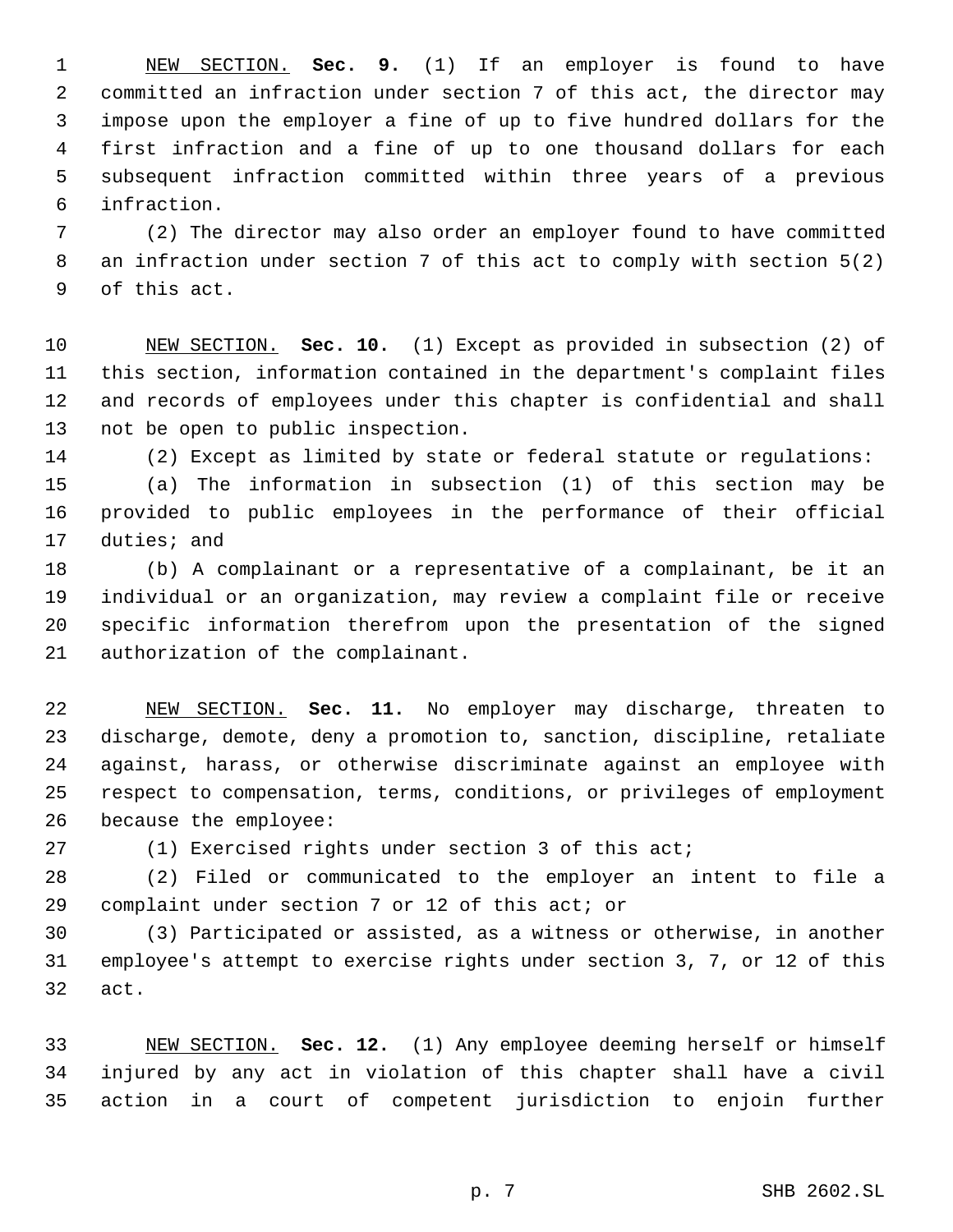NEW SECTION. **Sec. 9.** (1) If an employer is found to have committed an infraction under section 7 of this act, the director may impose upon the employer a fine of up to five hundred dollars for the first infraction and a fine of up to one thousand dollars for each subsequent infraction committed within three years of a previous infraction.

(2) The director may also order an employer found to have committed an infraction under section 7 of this act to comply with section 5(2) of this act.

NEW SECTION. **Sec. 10.** (1) Except as provided in subsection (2) of this section, information contained in the department's complaint files and records of employees under this chapter is confidential and shall not be open to public inspection.

(2) Except as limited by state or federal statute or regulations:

(a) The information in subsection (1) of this section may be provided to public employees in the performance of their official duties; and

(b) A complainant or a representative of a complainant, be it an individual or an organization, may review a complaint file or receive specific information therefrom upon the presentation of the signed authorization of the complainant.

NEW SECTION. **Sec. 11.** No employer may discharge, threaten to discharge, demote, deny a promotion to, sanction, discipline, retaliate against, harass, or otherwise discriminate against an employee with respect to compensation, terms, conditions, or privileges of employment because the employee:

(1) Exercised rights under section 3 of this act;

(2) Filed or communicated to the employer an intent to file a complaint under section 7 or 12 of this act; or

(3) Participated or assisted, as a witness or otherwise, in another employee's attempt to exercise rights under section 3, 7, or 12 of this act.

NEW SECTION. **Sec. 12.** (1) Any employee deeming herself or himself injured by any act in violation of this chapter shall have a civil action in a court of competent jurisdiction to enjoin further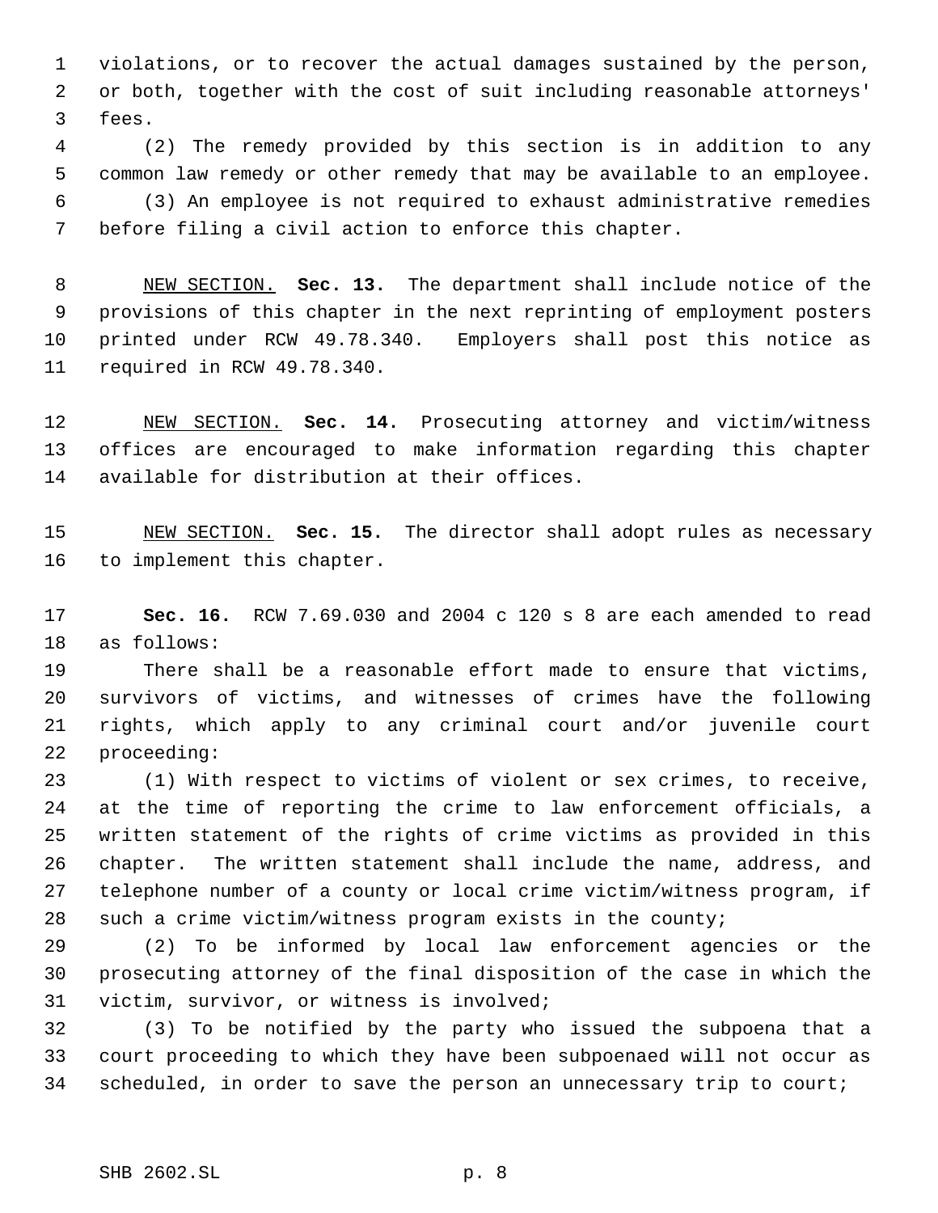violations, or to recover the actual damages sustained by the person, or both, together with the cost of suit including reasonable attorneys' fees.

(2) The remedy provided by this section is in addition to any common law remedy or other remedy that may be available to an employee.

(3) An employee is not required to exhaust administrative remedies before filing a civil action to enforce this chapter.

NEW SECTION. **Sec. 13.** The department shall include notice of the provisions of this chapter in the next reprinting of employment posters printed under RCW 49.78.340. Employers shall post this notice as required in RCW 49.78.340.

NEW SECTION. **Sec. 14.** Prosecuting attorney and victim/witness offices are encouraged to make information regarding this chapter available for distribution at their offices.

NEW SECTION. **Sec. 15.** The director shall adopt rules as necessary to implement this chapter.

**Sec. 16.** RCW 7.69.030 and 2004 c 120 s 8 are each amended to read as follows:

There shall be a reasonable effort made to ensure that victims, survivors of victims, and witnesses of crimes have the following rights, which apply to any criminal court and/or juvenile court proceeding:

(1) With respect to victims of violent or sex crimes, to receive, at the time of reporting the crime to law enforcement officials, a written statement of the rights of crime victims as provided in this chapter. The written statement shall include the name, address, and telephone number of a county or local crime victim/witness program, if such a crime victim/witness program exists in the county;

(2) To be informed by local law enforcement agencies or the prosecuting attorney of the final disposition of the case in which the victim, survivor, or witness is involved;

(3) To be notified by the party who issued the subpoena that a court proceeding to which they have been subpoenaed will not occur as scheduled, in order to save the person an unnecessary trip to court;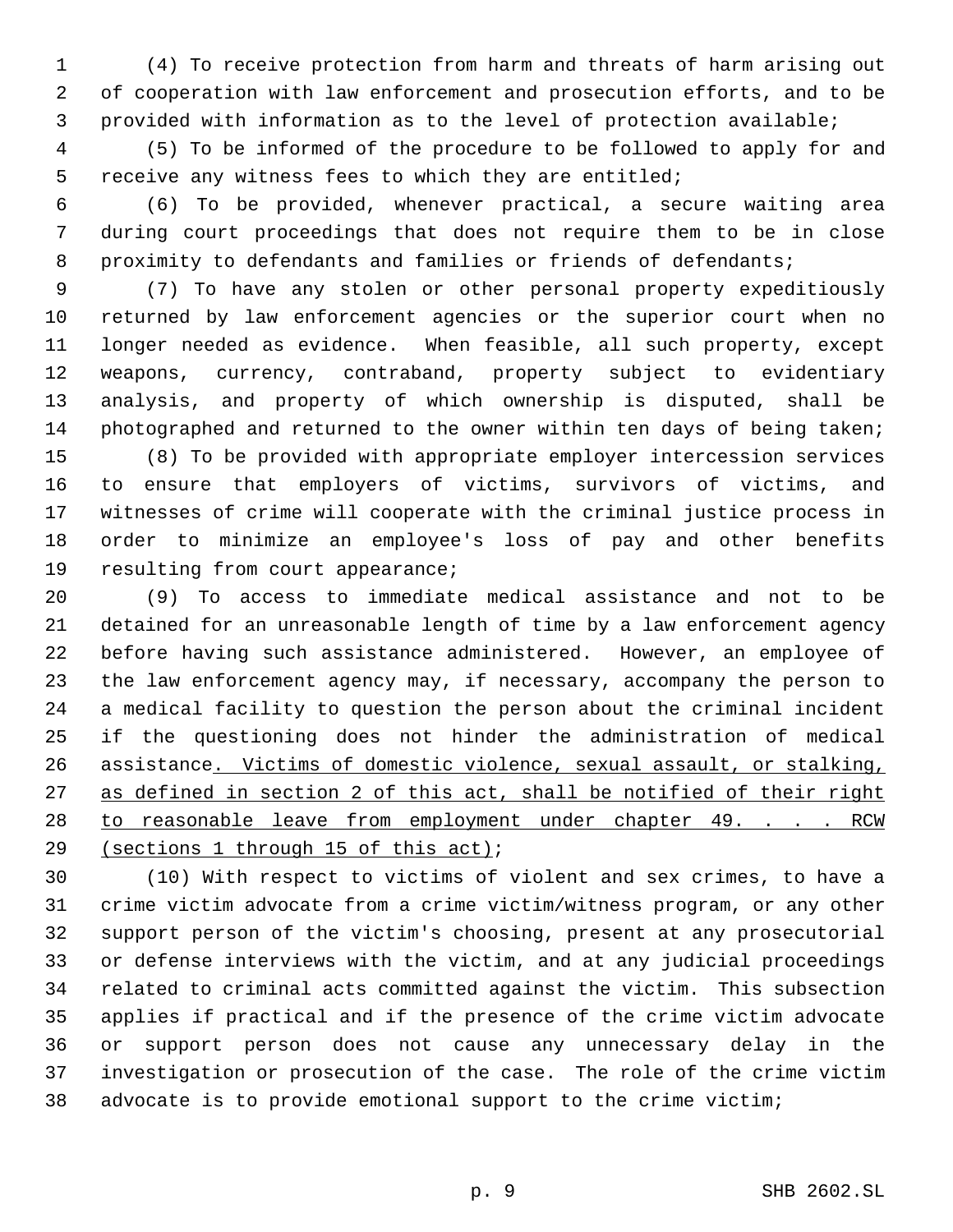(4) To receive protection from harm and threats of harm arising out of cooperation with law enforcement and prosecution efforts, and to be provided with information as to the level of protection available;

(5) To be informed of the procedure to be followed to apply for and receive any witness fees to which they are entitled;

(6) To be provided, whenever practical, a secure waiting area during court proceedings that does not require them to be in close proximity to defendants and families or friends of defendants;

(7) To have any stolen or other personal property expeditiously returned by law enforcement agencies or the superior court when no longer needed as evidence. When feasible, all such property, except weapons, currency, contraband, property subject to evidentiary analysis, and property of which ownership is disputed, shall be photographed and returned to the owner within ten days of being taken;

(8) To be provided with appropriate employer intercession services to ensure that employers of victims, survivors of victims, and witnesses of crime will cooperate with the criminal justice process in order to minimize an employee's loss of pay and other benefits resulting from court appearance;

(9) To access to immediate medical assistance and not to be detained for an unreasonable length of time by a law enforcement agency before having such assistance administered. However, an employee of the law enforcement agency may, if necessary, accompany the person to a medical facility to question the person about the criminal incident if the questioning does not hinder the administration of medical assistance. Victims of domestic violence, sexual assault, or stalking, as defined in section 2 of this act, shall be notified of their right to reasonable leave from employment under chapter 49. . . . RCW (sections 1 through 15 of this act);

(10) With respect to victims of violent and sex crimes, to have a crime victim advocate from a crime victim/witness program, or any other support person of the victim's choosing, present at any prosecutorial or defense interviews with the victim, and at any judicial proceedings related to criminal acts committed against the victim. This subsection applies if practical and if the presence of the crime victim advocate or support person does not cause any unnecessary delay in the investigation or prosecution of the case. The role of the crime victim advocate is to provide emotional support to the crime victim;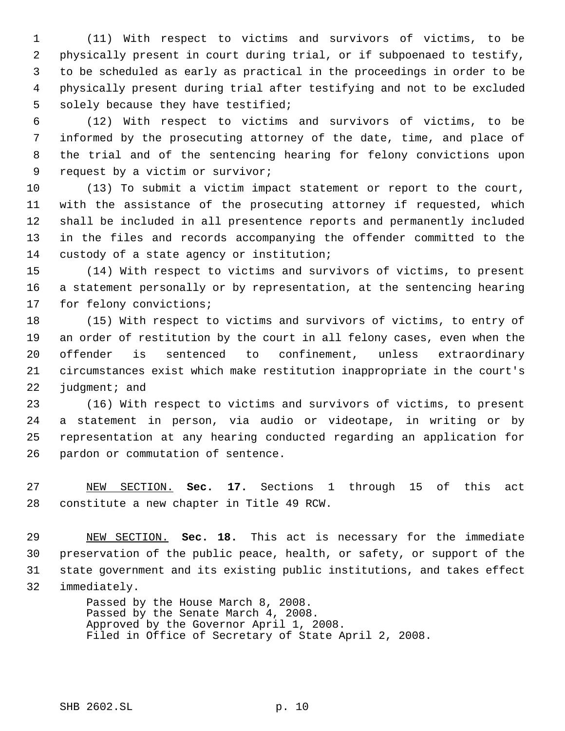(11) With respect to victims and survivors of victims, to be physically present in court during trial, or if subpoenaed to testify, to be scheduled as early as practical in the proceedings in order to be physically present during trial after testifying and not to be excluded solely because they have testified;

(12) With respect to victims and survivors of victims, to be informed by the prosecuting attorney of the date, time, and place of the trial and of the sentencing hearing for felony convictions upon request by a victim or survivor;

(13) To submit a victim impact statement or report to the court, with the assistance of the prosecuting attorney if requested, which shall be included in all presentence reports and permanently included in the files and records accompanying the offender committed to the custody of a state agency or institution;

(14) With respect to victims and survivors of victims, to present a statement personally or by representation, at the sentencing hearing for felony convictions;

(15) With respect to victims and survivors of victims, to entry of an order of restitution by the court in all felony cases, even when the offender is sentenced to confinement, unless extraordinary circumstances exist which make restitution inappropriate in the court's judgment; and

(16) With respect to victims and survivors of victims, to present a statement in person, via audio or videotape, in writing or by representation at any hearing conducted regarding an application for pardon or commutation of sentence.

NEW SECTION. **Sec. 17.** Sections 1 through 15 of this act constitute a new chapter in Title 49 RCW.

NEW SECTION. **Sec. 18.** This act is necessary for the immediate preservation of the public peace, health, or safety, or support of the state government and its existing public institutions, and takes effect immediately.

Passed by the House March 8, 2008.
Passed by the Senate March 4, 2008.
Approved by the Governor April 1, 2008.
Filed in Office of Secretary of State April 2, 2008.